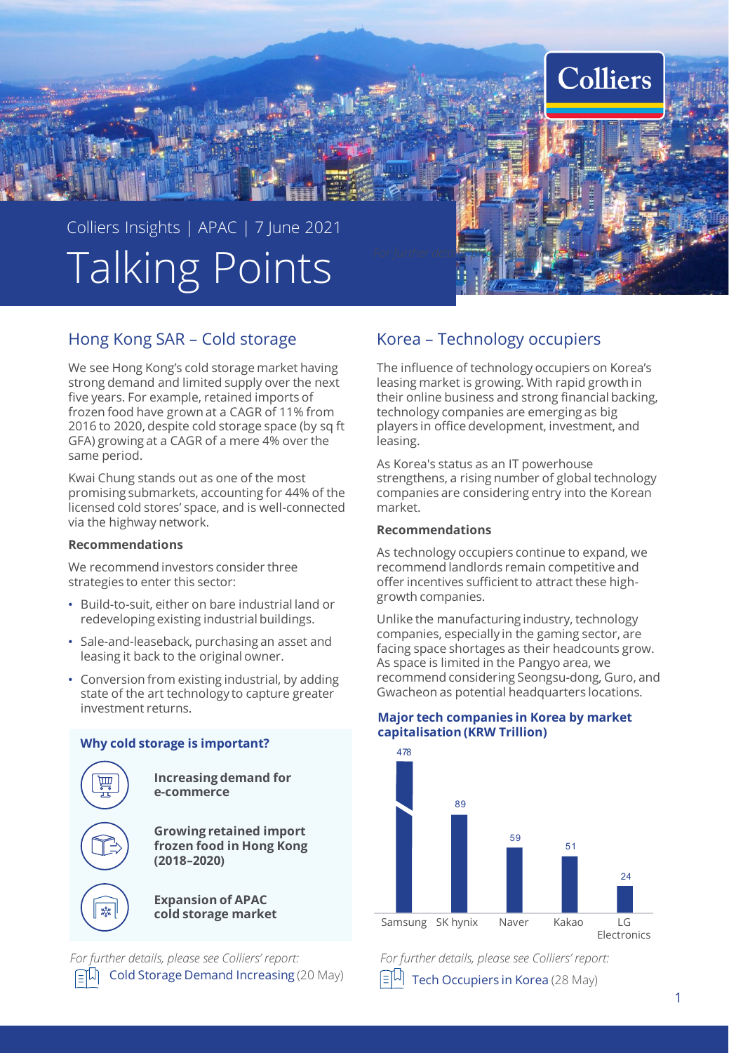Colliers Insights | APAC | 7 June 2021

# Talking Points

## Hong Kong SAR – Cold storage

We see Hong Kong's cold storage market having strong demand and limited supply over the next five years. For example, retained imports of frozen food have grown at a CAGR of 11% from 2016 to 2020, despite cold storage space (by sq ft GFA) growing at a CAGR of a mere 4% over the same period.

Kwai Chung stands out as one of the most promising submarkets, accounting for 44% of the licensed cold stores' space, and is well-connected via the highway network.

### Recommendations

We recommend investors consider three strategies to enter this sector:

- Build-to-suit, either on bare industrial land or redeveloping existing industrial buildings.
- Sale-and-leaseback, purchasing an asset and leasing it back to the original owner.
- Conversion from existing industrial, by adding state of the art technology to capture greater investment returns.

### Why cold storage is important?

- **Increasing demand for e-commerce**
- **Growing retained import frozen food in Hong Kong (2018–2020)**
- **Expansion of APAC cold storage market**

*For further details, please see Colliers' report:*
Cold Storage Demand Increasing (20 May)

## Korea – Technology occupiers

The influence of technology occupiers on Korea's leasing market is growing. With rapid growth in their online business and strong financial backing, technology companies are emerging as big players in office development, investment, and leasing.

As Korea's status as an IT powerhouse strengthens, a rising number of global technology companies are considering entry into the Korean market.

### Recommendations

As technology occupiers continue to expand, we recommend landlords remain competitive and offer incentives sufficient to attract these high-growth companies.

Unlike the manufacturing industry, technology companies, especially in the gaming sector, are facing space shortages as their headcounts grow. As space is limited in the Pangyo area, we recommend considering Seongsu-dong, Guro, and Gwacheon as potential headquarters locations.

### Major tech companies in Korea by market capitalisation (KRW Trillion)

| Company | Market capitalisation (KRW Trillion) |
|---|---|
| Samsung | 478 |
| SK hynix | 89 |
| Naver | 59 |
| Kakao | 51 |
| LG Electronics | 24 |

*For further details, please see Colliers' report:*
Tech Occupiers in Korea (28 May)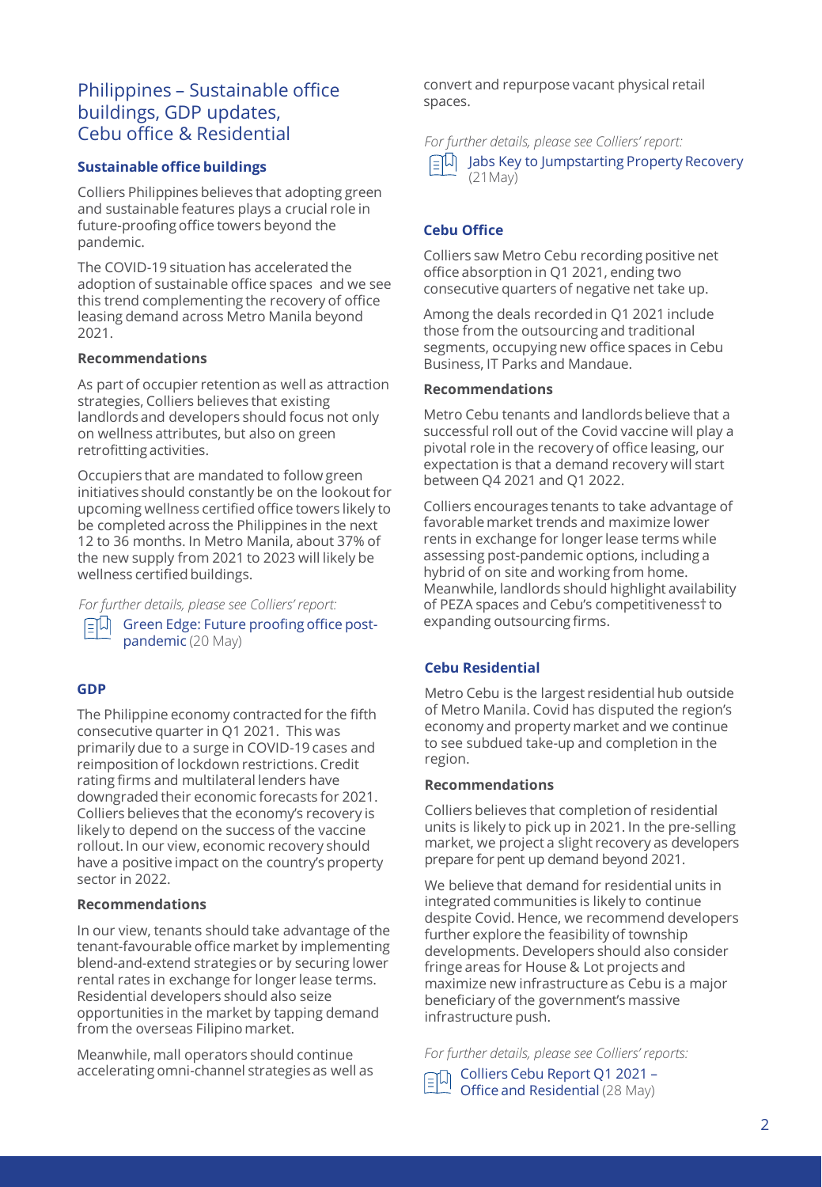## Philippines – Sustainable office buildings, GDP updates, Cebu office & Residential

### Sustainable office buildings

Colliers Philippines believes that adopting green and sustainable features plays a crucial role in future-proofing office towers beyond the pandemic.

The COVID-19 situation has accelerated the adoption of sustainable office spaces and we see this trend complementing the recovery of office leasing demand across Metro Manila beyond 2021.

#### Recommendations

As part of occupier retention as well as attraction strategies, Colliers believes that existing landlords and developers should focus not only on wellness attributes, but also on green retrofitting activities.

Occupiers that are mandated to follow green initiatives should constantly be on the lookout for upcoming wellness certified office towers likely to be completed across the Philippines in the next 12 to 36 months. In Metro Manila, about 37% of the new supply from 2021 to 2023 will likely be wellness certified buildings.

*For further details, please see Colliers' report:*

Green Edge: Future proofing office post-pandemic (20 May)

### GDP

The Philippine economy contracted for the fifth consecutive quarter in Q1 2021. This was primarily due to a surge in COVID-19 cases and reimposition of lockdown restrictions. Credit rating firms and multilateral lenders have downgraded their economic forecasts for 2021. Colliers believes that the economy's recovery is likely to depend on the success of the vaccine rollout. In our view, economic recovery should have a positive impact on the country's property sector in 2022.

#### Recommendations

In our view, tenants should take advantage of the tenant-favourable office market by implementing blend-and-extend strategies or by securing lower rental rates in exchange for longer lease terms. Residential developers should also seize opportunities in the market by tapping demand from the overseas Filipino market.

Meanwhile, mall operators should continue accelerating omni-channel strategies as well as convert and repurpose vacant physical retail spaces.

*For further details, please see Colliers' report:*

Jabs Key to Jumpstarting Property Recovery (21May)

### Cebu Office

Colliers saw Metro Cebu recording positive net office absorption in Q1 2021, ending two consecutive quarters of negative net take up.

Among the deals recorded in Q1 2021 include those from the outsourcing and traditional segments, occupying new office spaces in Cebu Business, IT Parks and Mandaue.

#### Recommendations

Metro Cebu tenants and landlords believe that a successful roll out of the Covid vaccine will play a pivotal role in the recovery of office leasing, our expectation is that a demand recovery will start between Q4 2021 and Q1 2022.

Colliers encourages tenants to take advantage of favorable market trends and maximize lower rents in exchange for longer lease terms while assessing post-pandemic options, including a hybrid of on site and working from home. Meanwhile, landlords should highlight availability of PEZA spaces and Cebu's competitiveness† to expanding outsourcing firms.

### Cebu Residential

Metro Cebu is the largest residential hub outside of Metro Manila. Covid has disputed the region's economy and property market and we continue to see subdued take-up and completion in the region.

#### Recommendations

Colliers believes that completion of residential units is likely to pick up in 2021. In the pre-selling market, we project a slight recovery as developers prepare for pent up demand beyond 2021.

We believe that demand for residential units in integrated communities is likely to continue despite Covid. Hence, we recommend developers further explore the feasibility of township developments. Developers should also consider fringe areas for House & Lot projects and maximize new infrastructure as Cebu is a major beneficiary of the government's massive infrastructure push.

*For further details, please see Colliers' reports:*

Colliers Cebu Report Q1 2021 – Office and Residential (28 May)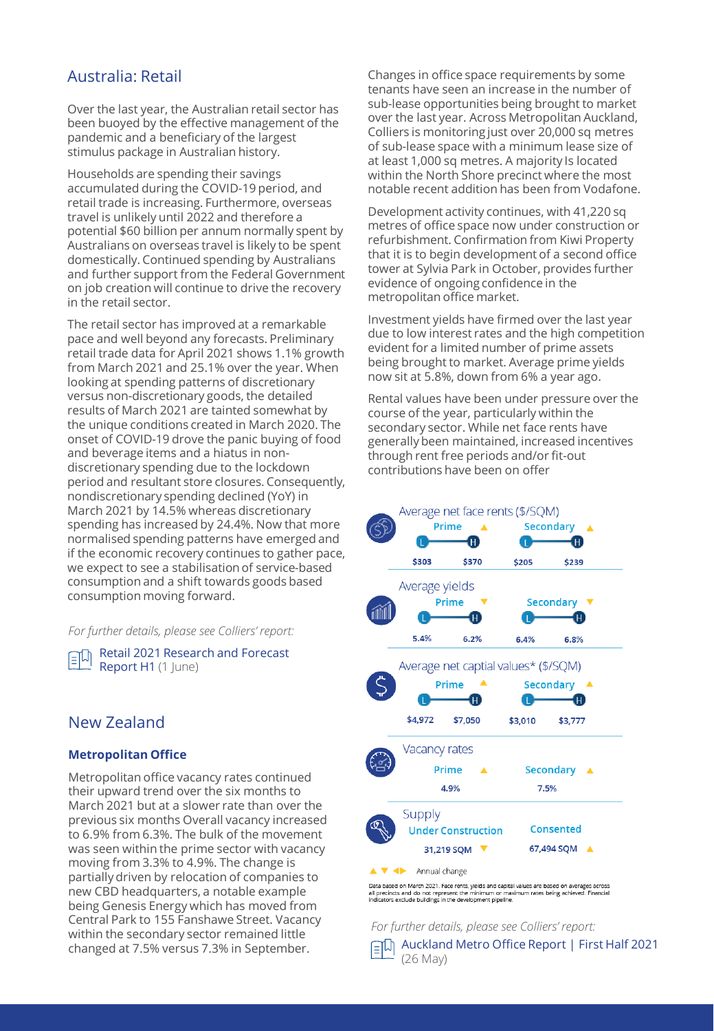## Australia: Retail

Over the last year, the Australian retail sector has been buoyed by the effective management of the pandemic and a beneficiary of the largest stimulus package in Australian history.

Households are spending their savings accumulated during the COVID-19 period, and retail trade is increasing. Furthermore, overseas travel is unlikely until 2022 and therefore a potential $60 billion per annum normally spent by Australians on overseas travel is likely to be spent domestically. Continued spending by Australians and further support from the Federal Government on job creation will continue to drive the recovery in the retail sector.

The retail sector has improved at a remarkable pace and well beyond any forecasts. Preliminary retail trade data for April 2021 shows 1.1% growth from March 2021 and 25.1% over the year. When looking at spending patterns of discretionary versus non-discretionary goods, the detailed results of March 2021 are tainted somewhat by the unique conditions created in March 2020. The onset of COVID-19 drove the panic buying of food and beverage items and a hiatus in non-discretionary spending due to the lockdown period and resultant store closures. Consequently, nondiscretionary spending declined (YoY) in March 2021 by 14.5% whereas discretionary spending has increased by 24.4%. Now that more normalised spending patterns have emerged and if the economic recovery continues to gather pace, we expect to see a stabilisation of service-based consumption and a shift towards goods based consumption moving forward.

*For further details, please see Colliers' report:*

Retail 2021 Research and Forecast Report H1 (1 June)

## New Zealand

### Metropolitan Office

Metropolitan office vacancy rates continued their upward trend over the six months to March 2021 but at a slower rate than over the previous six months Overall vacancy increased to 6.9% from 6.3%. The bulk of the movement was seen within the prime sector with vacancy moving from 3.3% to 4.9%. The change is partially driven by relocation of companies to new CBD headquarters, a notable example being Genesis Energy which has moved from Central Park to 155 Fanshawe Street. Vacancy within the secondary sector remained little changed at 7.5% versus 7.3% in September.

Changes in office space requirements by some tenants have seen an increase in the number of sub-lease opportunities being brought to market over the last year. Across Metropolitan Auckland, Colliers is monitoring just over 20,000 sq metres of sub-lease space with a minimum lease size of at least 1,000 sq metres. A majority Is located within the North Shore precinct where the most notable recent addition has been from Vodafone.

Development activity continues, with 41,220 sq metres of office space now under construction or refurbishment. Confirmation from Kiwi Property that it is to begin development of a second office tower at Sylvia Park in October, provides further evidence of ongoing confidence in the metropolitan office market.

Investment yields have firmed over the last year due to low interest rates and the high competition evident for a limited number of prime assets being brought to market. Average prime yields now sit at 5.8%, down from 6% a year ago.

Rental values have been under pressure over the course of the year, particularly within the secondary sector. While net face rents have generally been maintained, increased incentives through rent free periods and/or fit-out contributions have been on offer

| Indicator | Prime (L) | Prime (H) | Prime annual change | Secondary (L) | Secondary (H) | Secondary annual change |
|---|---|---|---|---|---|---|
| Average net face rents ($/SQM) | $303 | $370 | ▲ | $205 | $239 | ▲ |
| Average yields | 5.4% | 6.2% | ▼ | 6.4% | 6.8% | ▼ |
| Average net captial values* ($/SQM) | $4,972 | $7,050 | ▲ | $3,010 | $3,777 | ▲ |
| Vacancy rates | 4.9% | | ▲ | 7.5% | | ▲ |

| Supply | Value | Annual change |
|---|---|---|
| Under Construction | 31,219 SQM | ▼ |
| Consented | 67,494 SQM | ▲ |

▲ ▼ ◀▶ Annual change

Data based on March 2021. Face rents, yields and capital values are based on averages across all precincts and do not represent the minimum or maximum rates being achieved. Financial indicators exclude buildings in the development pipeline.

*For further details, please see Colliers' report:*

Auckland Metro Office Report | First Half 2021 (26 May)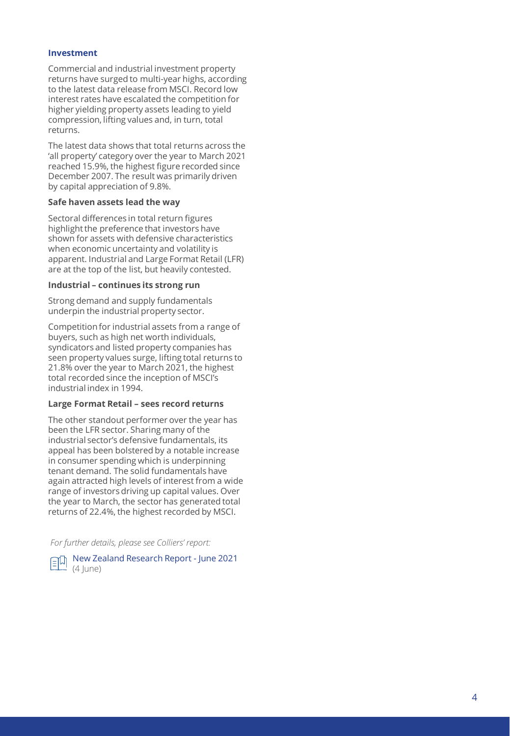## Investment

Commercial and industrial investment property returns have surged to multi-year highs, according to the latest data release from MSCI. Record low interest rates have escalated the competition for higher yielding property assets leading to yield compression, lifting values and, in turn, total returns.

The latest data shows that total returns across the 'all property' category over the year to March 2021 reached 15.9%, the highest figure recorded since December 2007. The result was primarily driven by capital appreciation of 9.8%.

### Safe haven assets lead the way

Sectoral differences in total return figures highlight the preference that investors have shown for assets with defensive characteristics when economic uncertainty and volatility is apparent. Industrial and Large Format Retail (LFR) are at the top of the list, but heavily contested.

### Industrial – continues its strong run

Strong demand and supply fundamentals underpin the industrial property sector.

Competition for industrial assets from a range of buyers, such as high net worth individuals, syndicators and listed property companies has seen property values surge, lifting total returns to 21.8% over the year to March 2021, the highest total recorded since the inception of MSCI's industrial index in 1994.

### Large Format Retail – sees record returns

The other standout performer over the year has been the LFR sector. Sharing many of the industrial sector's defensive fundamentals, its appeal has been bolstered by a notable increase in consumer spending which is underpinning tenant demand. The solid fundamentals have again attracted high levels of interest from a wide range of investors driving up capital values. Over the year to March, the sector has generated total returns of 22.4%, the highest recorded by MSCI.

*For further details, please see Colliers' report:*

New Zealand Research Report - June 2021 (4 June)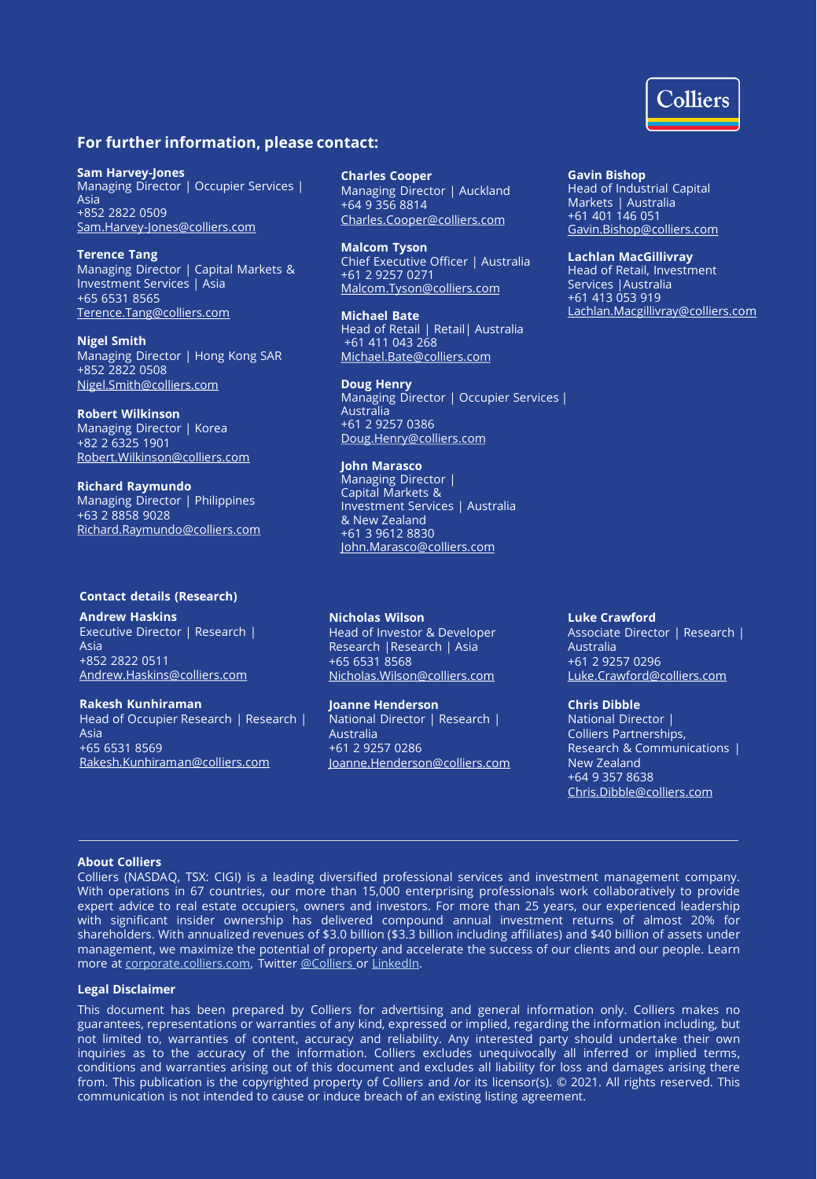## For further information, please contact:

**Sam Harvey-Jones**
Managing Director | Occupier Services | Asia
+852 2822 0509
Sam.Harvey-Jones@colliers.com

**Terence Tang**
Managing Director | Capital Markets & Investment Services | Asia
+65 6531 8565
Terence.Tang@colliers.com

**Nigel Smith**
Managing Director | Hong Kong SAR
+852 2822 0508
Nigel.Smith@colliers.com

**Robert Wilkinson**
Managing Director | Korea
+82 2 6325 1901
Robert.Wilkinson@colliers.com

**Richard Raymundo**
Managing Director | Philippines
+63 2 8858 9028
Richard.Raymundo@colliers.com

**Charles Cooper**
Managing Director | Auckland
+64 9 356 8814
Charles.Cooper@colliers.com

**Malcom Tyson**
Chief Executive Officer | Australia
+61 2 9257 0271
Malcom.Tyson@colliers.com

**Michael Bate**
Head of Retail | Retail| Australia
+61 411 043 268
Michael.Bate@colliers.com

**Doug Henry**
Managing Director | Occupier Services | Australia
+61 2 9257 0386
Doug.Henry@colliers.com

**John Marasco**
Managing Director | Capital Markets & Investment Services | Australia & New Zealand
+61 3 9612 8830
John.Marasco@colliers.com

**Gavin Bishop**
Head of Industrial Capital Markets | Australia
+61 401 146 051
Gavin.Bishop@colliers.com

**Lachlan MacGillivray**
Head of Retail, Investment Services |Australia
+61 413 053 919
Lachlan.Macgillivray@colliers.com

### Contact details (Research)

**Andrew Haskins**
Executive Director | Research | Asia
+852 2822 0511
Andrew.Haskins@colliers.com

**Rakesh Kunhiraman**
Head of Occupier Research | Research | Asia
+65 6531 8569
Rakesh.Kunhiraman@colliers.com

**Nicholas Wilson**
Head of Investor & Developer Research |Research | Asia
+65 6531 8568
Nicholas.Wilson@colliers.com

**Joanne Henderson**
National Director | Research | Australia
+61 2 9257 0286
Joanne.Henderson@colliers.com

**Luke Crawford**
Associate Director | Research | Australia
+61 2 9257 0296
Luke.Crawford@colliers.com

**Chris Dibble**
National Director | Colliers Partnerships, Research & Communications | New Zealand
+64 9 357 8638
Chris.Dibble@colliers.com

---

**About Colliers**

Colliers (NASDAQ, TSX: CIGI) is a leading diversified professional services and investment management company. With operations in 67 countries, our more than 15,000 enterprising professionals work collaboratively to provide expert advice to real estate occupiers, owners and investors. For more than 25 years, our experienced leadership with significant insider ownership has delivered compound annual investment returns of almost 20% for shareholders. With annualized revenues of $3.0 billion ($3.3 billion including affiliates) and $40 billion of assets under management, we maximize the potential of property and accelerate the success of our clients and our people. Learn more at corporate.colliers.com, Twitter @Colliers or LinkedIn.

**Legal Disclaimer**

This document has been prepared by Colliers for advertising and general information only. Colliers makes no guarantees, representations or warranties of any kind, expressed or implied, regarding the information including, but not limited to, warranties of content, accuracy and reliability. Any interested party should undertake their own inquiries as to the accuracy of the information. Colliers excludes unequivocally all inferred or implied terms, conditions and warranties arising out of this document and excludes all liability for loss and damages arising there from. This publication is the copyrighted property of Colliers and /or its licensor(s). © 2021. All rights reserved. This communication is not intended to cause or induce breach of an existing listing agreement.